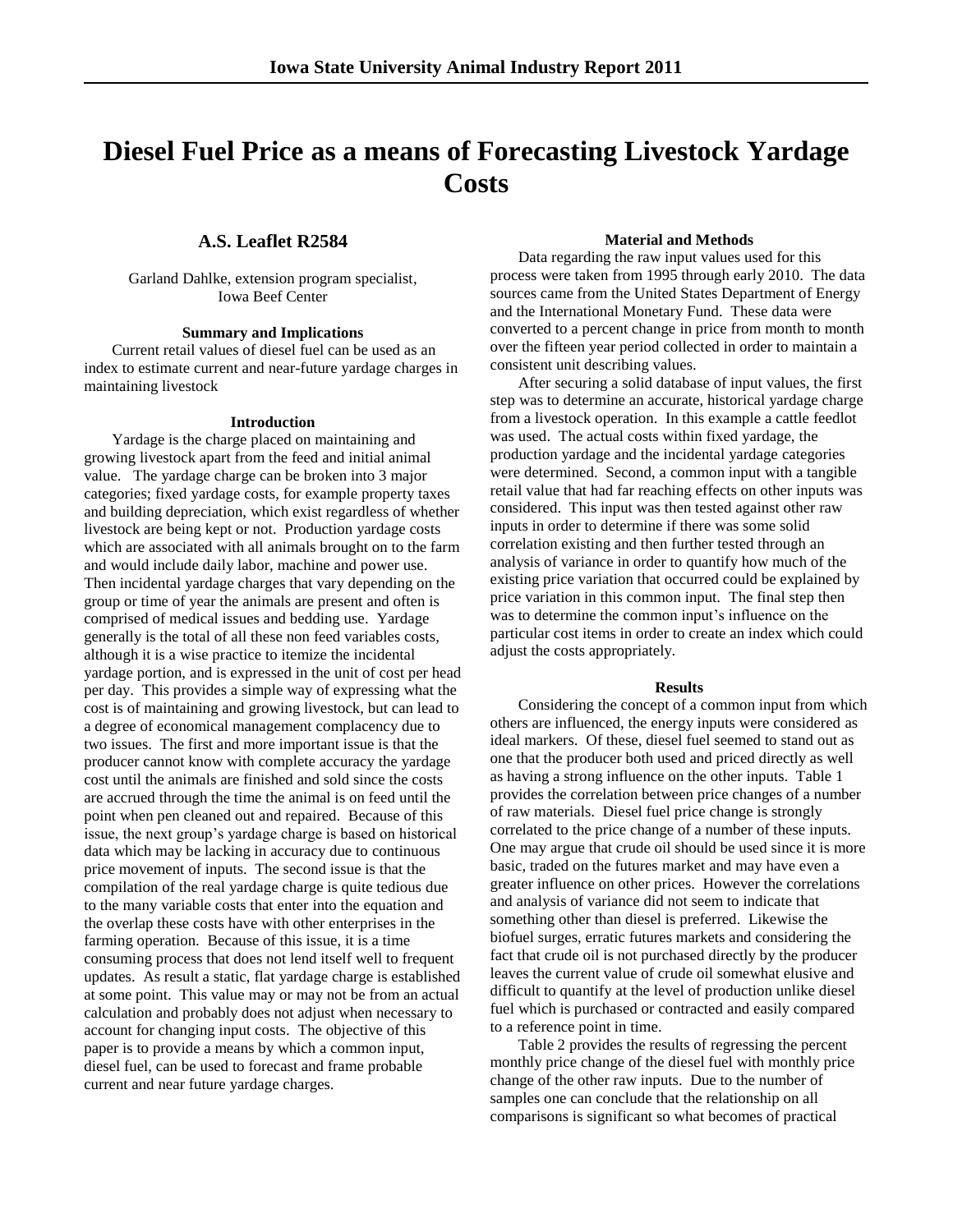# Diesel Fuel Price as a means of Forecasting Livestock Yardage Costs

## A.S. Leaflet R2584

Garland Dahlke, extension program specialist, Iowa Beef Center

### Summary and Implications

Current retail values of diesel fuel can be used as an index to estimate current and near-future yardage charges in maintaining livestock

### Introduction

Yardage is the charge placed on maintaining and growing livestock apart from the feed and initial animal value. The yardage charge can be broken into 3 major categories; fixed yardage costs, for example property taxes and building depreciation, which exist regardless of whether livestock are being kept or not. Production yardage costs which are associated with all animals brought on to the farm and would include daily labor, machine and power use. Then incidental yardage charges that vary depending on the group or time of year the animals are present and often is comprised of medical issues and bedding use. Yardage generally is the total of all these non feed variables costs, although it is a wise practice to itemize the incidental yardage portion, and is expressed in the unit of cost per head per day. This provides a simple way of expressing what the cost is of maintaining and growing livestock, but can lead to a degree of economical management complacency due to two issues. The first and more important issue is that the producer cannot know with complete accuracy the yardage cost until the animals are finished and sold since the costs are accrued through the time the animal is on feed until the point when pen cleaned out and repaired. Because of this issue, the next group's yardage charge is based on historical data which may be lacking in accuracy due to continuous price movement of inputs. The second issue is that the compilation of the real yardage charge is quite tedious due to the many variable costs that enter into the equation and the overlap these costs have with other enterprises in the farming operation. Because of this issue, it is a time consuming process that does not lend itself well to frequent updates. As result a static, flat yardage charge is established at some point. This value may or may not be from an actual calculation and probably does not adjust when necessary to account for changing input costs. The objective of this paper is to provide a means by which a common input, diesel fuel, can be used to forecast and frame probable current and near future yardage charges.

### Material and Methods

Data regarding the raw input values used for this process were taken from 1995 through early 2010. The data sources came from the United States Department of Energy and the International Monetary Fund. These data were converted to a percent change in price from month to month over the fifteen year period collected in order to maintain a consistent unit describing values.

After securing a solid database of input values, the first step was to determine an accurate, historical yardage charge from a livestock operation. In this example a cattle feedlot was used. The actual costs within fixed yardage, the production yardage and the incidental yardage categories were determined. Second, a common input with a tangible retail value that had far reaching effects on other inputs was considered. This input was then tested against other raw inputs in order to determine if there was some solid correlation existing and then further tested through an analysis of variance in order to quantify how much of the existing price variation that occurred could be explained by price variation in this common input. The final step then was to determine the common input's influence on the particular cost items in order to create an index which could adjust the costs appropriately.

### Results

Considering the concept of a common input from which others are influenced, the energy inputs were considered as ideal markers. Of these, diesel fuel seemed to stand out as one that the producer both used and priced directly as well as having a strong influence on the other inputs. Table 1 provides the correlation between price changes of a number of raw materials. Diesel fuel price change is strongly correlated to the price change of a number of these inputs. One may argue that crude oil should be used since it is more basic, traded on the futures market and may have even a greater influence on other prices. However the correlations and analysis of variance did not seem to indicate that something other than diesel is preferred. Likewise the biofuel surges, erratic futures markets and considering the fact that crude oil is not purchased directly by the producer leaves the current value of crude oil somewhat elusive and difficult to quantify at the level of production unlike diesel fuel which is purchased or contracted and easily compared to a reference point in time.

Table 2 provides the results of regressing the percent monthly price change of the diesel fuel with monthly price change of the other raw inputs. Due to the number of samples one can conclude that the relationship on all comparisons is significant so what becomes of practical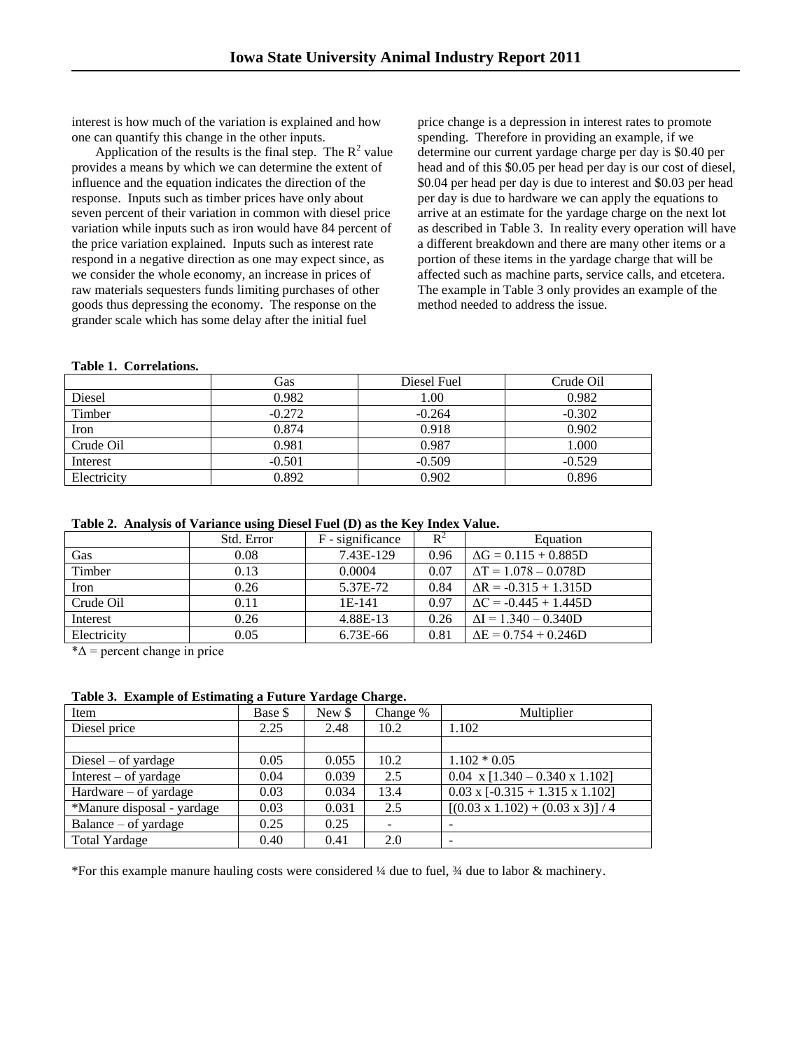interest is how much of the variation is explained and how one can quantify this change in the other inputs.

Application of the results is the final step. The $R^2$ value provides a means by which we can determine the extent of influence and the equation indicates the direction of the response. Inputs such as timber prices have only about seven percent of their variation in common with diesel price variation while inputs such as iron would have 84 percent of the price variation explained. Inputs such as interest rate respond in a negative direction as one may expect since, as we consider the whole economy, an increase in prices of raw materials sequesters funds limiting purchases of other goods thus depressing the economy. The response on the grander scale which has some delay after the initial fuel price change is a depression in interest rates to promote spending. Therefore in providing an example, if we determine our current yardage charge per day is \$0.40 per head and of this \$0.05 per head per day is our cost of diesel, \$0.04 per head per day is due to interest and \$0.03 per head per day is due to hardware we can apply the equations to arrive at an estimate for the yardage charge on the next lot as described in Table 3. In reality every operation will have a different breakdown and there are many other items or a portion of these items in the yardage charge that will be affected such as machine parts, service calls, and etcetera. The example in Table 3 only provides an example of the method needed to address the issue.

**Table 1. Correlations.**

| | Gas | Diesel Fuel | Crude Oil |
|---|---|---|---|
| Diesel | 0.982 | 1.00 | 0.982 |
| Timber | -0.272 | -0.264 | -0.302 |
| Iron | 0.874 | 0.918 | 0.902 |
| Crude Oil | 0.981 | 0.987 | 1.000 |
| Interest | -0.501 | -0.509 | -0.529 |
| Electricity | 0.892 | 0.902 | 0.896 |

**Table 2. Analysis of Variance using Diesel Fuel (D) as the Key Index Value.**

| | Std. Error | F - significance | $R^2$ | Equation |
|---|---|---|---|---|
| Gas | 0.08 | 7.43E-129 | 0.96 | $\Delta G = 0.115 + 0.885D$ |
| Timber | 0.13 | 0.0004 | 0.07 | $\Delta T = 1.078 - 0.078D$ |
| Iron | 0.26 | 5.37E-72 | 0.84 | $\Delta R = -0.315 + 1.315D$ |
| Crude Oil | 0.11 | 1E-141 | 0.97 | $\Delta C = -0.445 + 1.445D$ |
| Interest | 0.26 | 4.88E-13 | 0.26 | $\Delta I = 1.340 - 0.340D$ |
| Electricity | 0.05 | 6.73E-66 | 0.81 | $\Delta E = 0.754 + 0.246D$ |

*$\Delta$ = percent change in price

**Table 3. Example of Estimating a Future Yardage Charge.**

| Item | Base \$ | New \$ | Change % | Multiplier |
|---|---|---|---|---|
| Diesel price | 2.25 | 2.48 | 10.2 | 1.102 |
| | | | | |
| Diesel – of yardage | 0.05 | 0.055 | 10.2 | 1.102 * 0.05 |
| Interest – of yardage | 0.04 | 0.039 | 2.5 | 0.04 x [1.340 – 0.340 x 1.102] |
| Hardware – of yardage | 0.03 | 0.034 | 13.4 | 0.03 x [-0.315 + 1.315 x 1.102] |
| *Manure disposal - yardage | 0.03 | 0.031 | 2.5 | [(0.03 x 1.102) + (0.03 x 3)] / 4 |
| Balance – of yardage | 0.25 | 0.25 | - | - |
| Total Yardage | 0.40 | 0.41 | 2.0 | - |

*For this example manure hauling costs were considered ¼ due to fuel, ¾ due to labor & machinery.